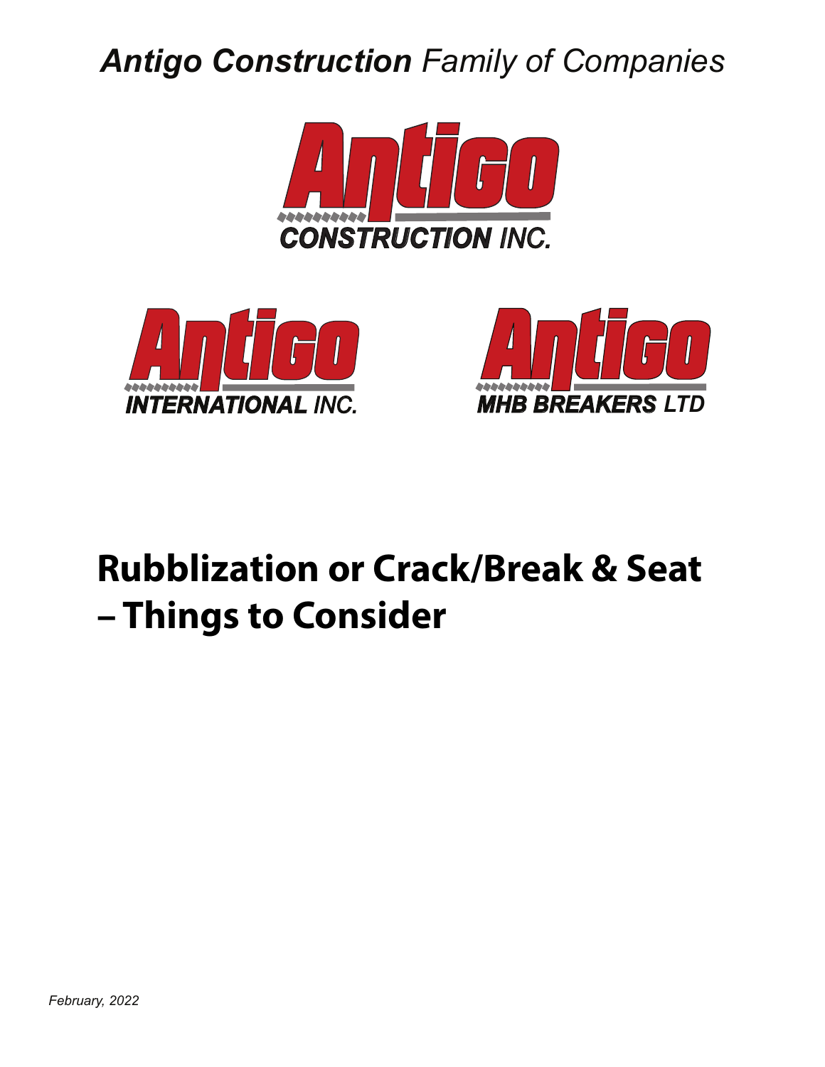***Antigo Construction** Family of Companies*

Antigo CONSTRUCTION INC.

Antigo INTERNATIONAL INC.

Antigo MHB BREAKERS LTD

# Rubblization or Crack/Break & Seat – Things to Consider

*February, 2022*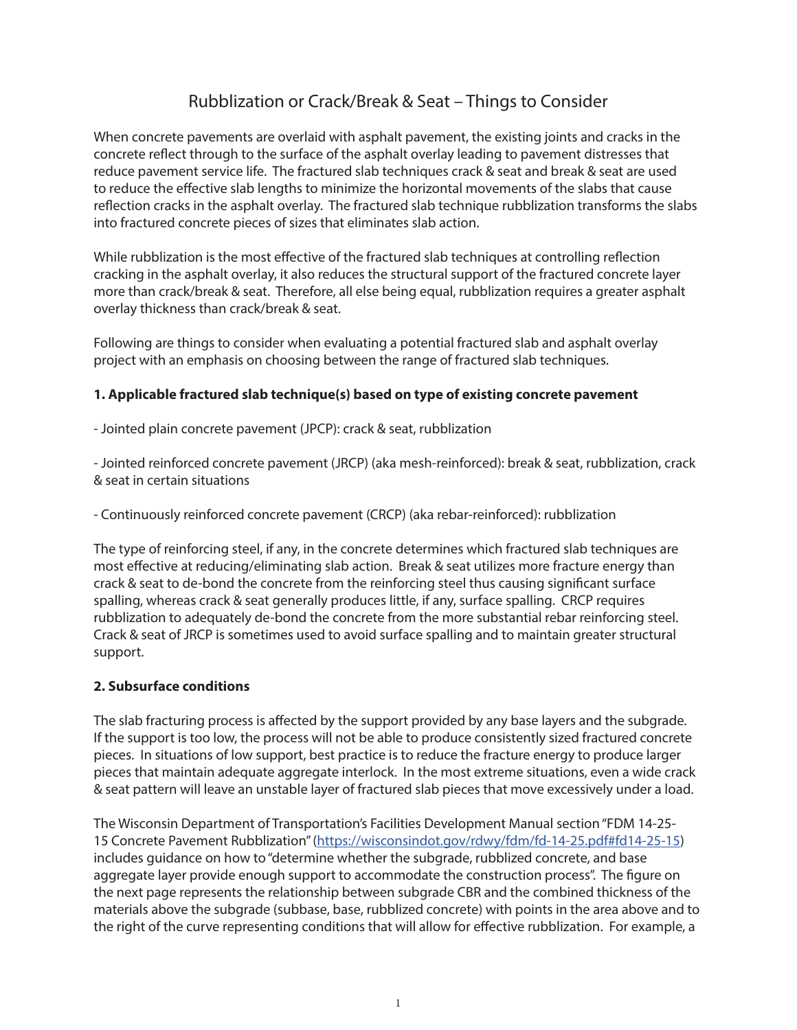# Rubblization or Crack/Break & Seat – Things to Consider

When concrete pavements are overlaid with asphalt pavement, the existing joints and cracks in the concrete reflect through to the surface of the asphalt overlay leading to pavement distresses that reduce pavement service life. The fractured slab techniques crack & seat and break & seat are used to reduce the effective slab lengths to minimize the horizontal movements of the slabs that cause reflection cracks in the asphalt overlay. The fractured slab technique rubblization transforms the slabs into fractured concrete pieces of sizes that eliminates slab action.

While rubblization is the most effective of the fractured slab techniques at controlling reflection cracking in the asphalt overlay, it also reduces the structural support of the fractured concrete layer more than crack/break & seat. Therefore, all else being equal, rubblization requires a greater asphalt overlay thickness than crack/break & seat.

Following are things to consider when evaluating a potential fractured slab and asphalt overlay project with an emphasis on choosing between the range of fractured slab techniques.

**1. Applicable fractured slab technique(s) based on type of existing concrete pavement**

- Jointed plain concrete pavement (JPCP): crack & seat, rubblization

- Jointed reinforced concrete pavement (JRCP) (aka mesh-reinforced): break & seat, rubblization, crack & seat in certain situations

- Continuously reinforced concrete pavement (CRCP) (aka rebar-reinforced): rubblization

The type of reinforcing steel, if any, in the concrete determines which fractured slab techniques are most effective at reducing/eliminating slab action. Break & seat utilizes more fracture energy than crack & seat to de-bond the concrete from the reinforcing steel thus causing significant surface spalling, whereas crack & seat generally produces little, if any, surface spalling. CRCP requires rubblization to adequately de-bond the concrete from the more substantial rebar reinforcing steel. Crack & seat of JRCP is sometimes used to avoid surface spalling and to maintain greater structural support.

**2. Subsurface conditions**

The slab fracturing process is affected by the support provided by any base layers and the subgrade. If the support is too low, the process will not be able to produce consistently sized fractured concrete pieces. In situations of low support, best practice is to reduce the fracture energy to produce larger pieces that maintain adequate aggregate interlock. In the most extreme situations, even a wide crack & seat pattern will leave an unstable layer of fractured slab pieces that move excessively under a load.

The Wisconsin Department of Transportation's Facilities Development Manual section "FDM 14-25-15 Concrete Pavement Rubblization" (https://wisconsindot.gov/rdwy/fdm/fd-14-25.pdf#fd14-25-15) includes guidance on how to "determine whether the subgrade, rubblized concrete, and base aggregate layer provide enough support to accommodate the construction process". The figure on the next page represents the relationship between subgrade CBR and the combined thickness of the materials above the subgrade (subbase, base, rubblized concrete) with points in the area above and to the right of the curve representing conditions that will allow for effective rubblization. For example, a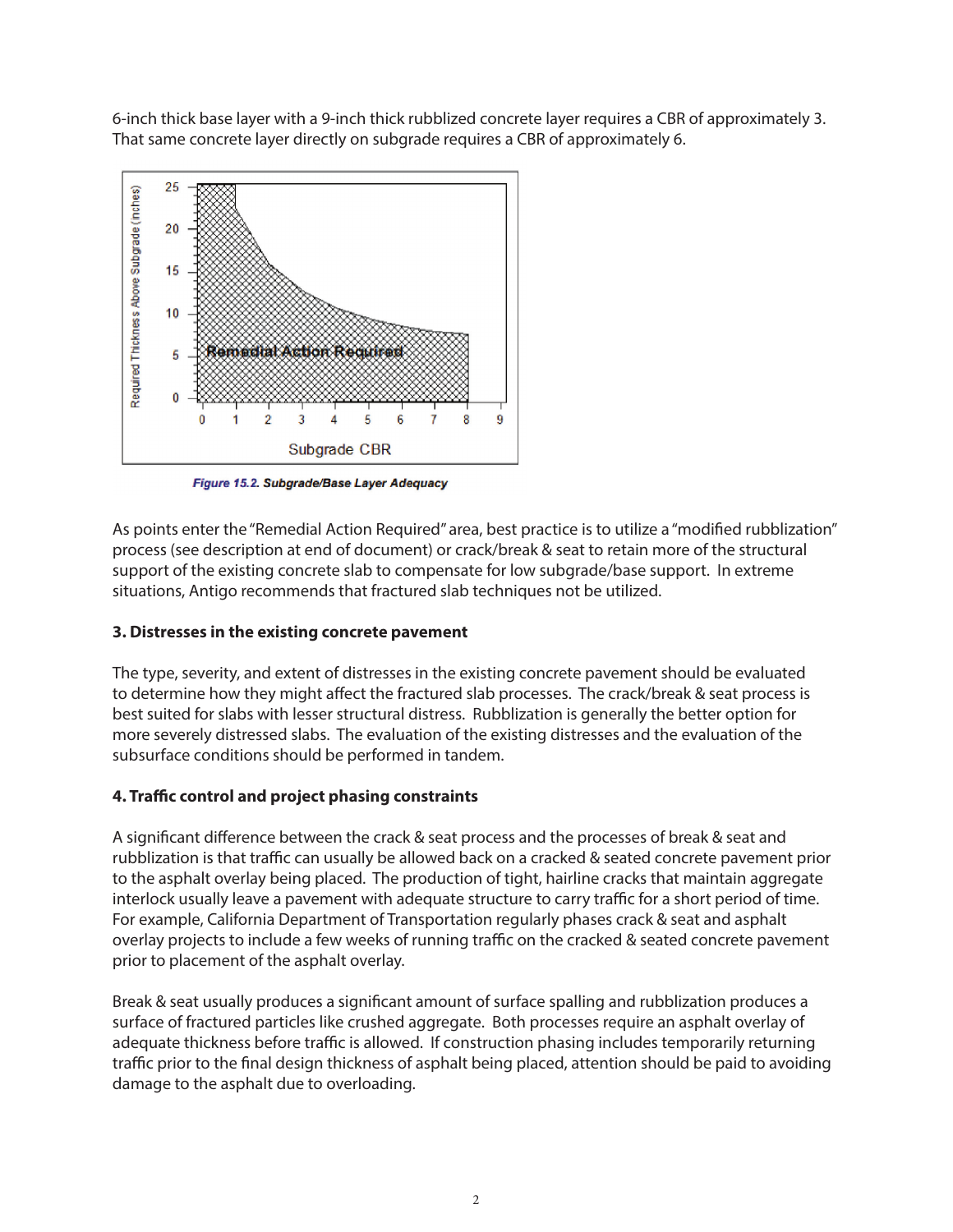6-inch thick base layer with a 9-inch thick rubblized concrete layer requires a CBR of approximately 3. That same concrete layer directly on subgrade requires a CBR of approximately 6.

*Figure 15.2. Subgrade/Base Layer Adequacy*

As points enter the "Remedial Action Required" area, best practice is to utilize a "modified rubblization" process (see description at end of document) or crack/break & seat to retain more of the structural support of the existing concrete slab to compensate for low subgrade/base support. In extreme situations, Antigo recommends that fractured slab techniques not be utilized.

**3. Distresses in the existing concrete pavement**

The type, severity, and extent of distresses in the existing concrete pavement should be evaluated to determine how they might affect the fractured slab processes. The crack/break & seat process is best suited for slabs with lesser structural distress. Rubblization is generally the better option for more severely distressed slabs. The evaluation of the existing distresses and the evaluation of the subsurface conditions should be performed in tandem.

**4. Traffic control and project phasing constraints**

A significant difference between the crack & seat process and the processes of break & seat and rubblization is that traffic can usually be allowed back on a cracked & seated concrete pavement prior to the asphalt overlay being placed. The production of tight, hairline cracks that maintain aggregate interlock usually leave a pavement with adequate structure to carry traffic for a short period of time. For example, California Department of Transportation regularly phases crack & seat and asphalt overlay projects to include a few weeks of running traffic on the cracked & seated concrete pavement prior to placement of the asphalt overlay.

Break & seat usually produces a significant amount of surface spalling and rubblization produces a surface of fractured particles like crushed aggregate. Both processes require an asphalt overlay of adequate thickness before traffic is allowed. If construction phasing includes temporarily returning traffic prior to the final design thickness of asphalt being placed, attention should be paid to avoiding damage to the asphalt due to overloading.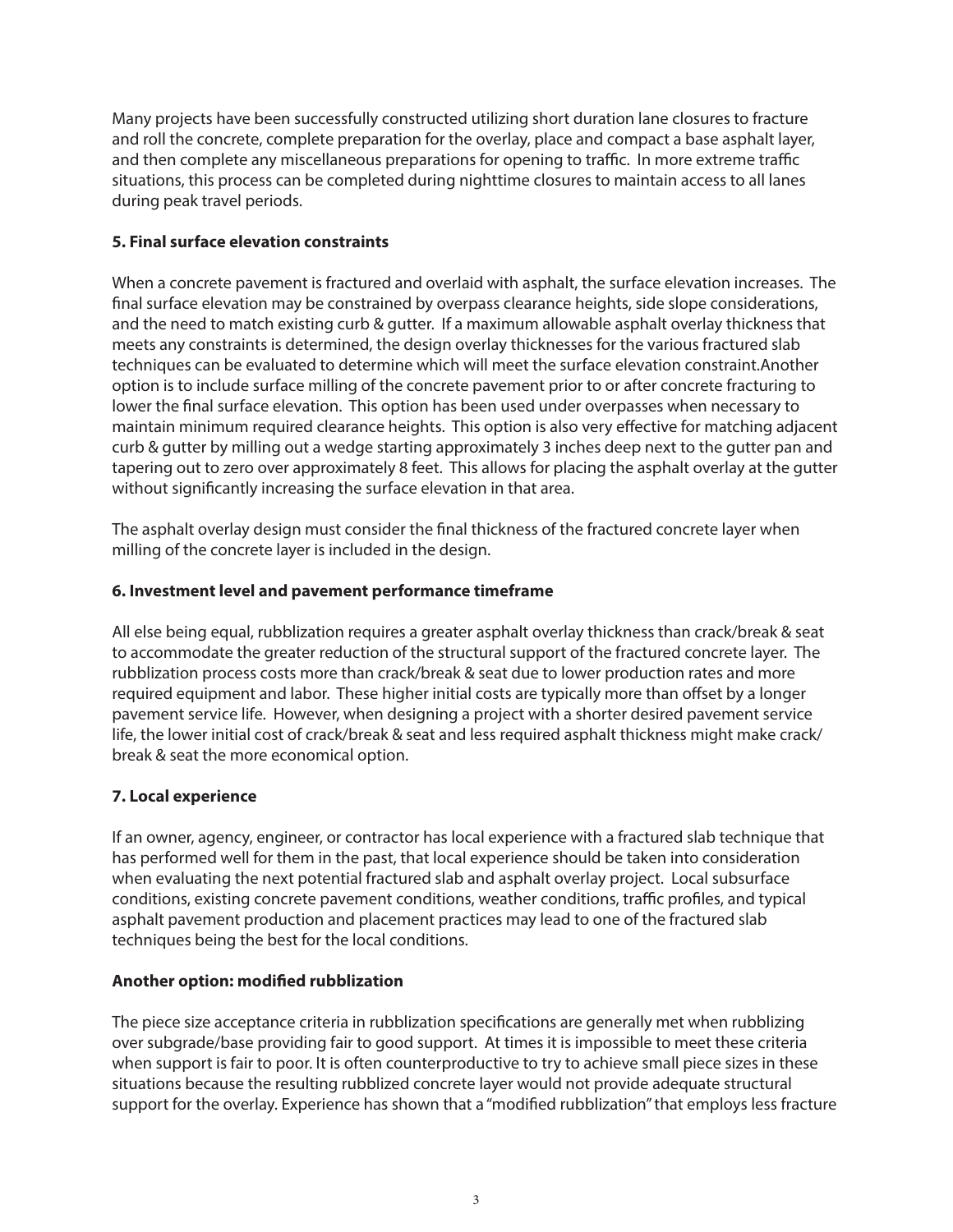Many projects have been successfully constructed utilizing short duration lane closures to fracture and roll the concrete, complete preparation for the overlay, place and compact a base asphalt layer, and then complete any miscellaneous preparations for opening to traffic. In more extreme traffic situations, this process can be completed during nighttime closures to maintain access to all lanes during peak travel periods.

**5. Final surface elevation constraints**

When a concrete pavement is fractured and overlaid with asphalt, the surface elevation increases. The final surface elevation may be constrained by overpass clearance heights, side slope considerations, and the need to match existing curb & gutter. If a maximum allowable asphalt overlay thickness that meets any constraints is determined, the design overlay thicknesses for the various fractured slab techniques can be evaluated to determine which will meet the surface elevation constraint.Another option is to include surface milling of the concrete pavement prior to or after concrete fracturing to lower the final surface elevation. This option has been used under overpasses when necessary to maintain minimum required clearance heights. This option is also very effective for matching adjacent curb & gutter by milling out a wedge starting approximately 3 inches deep next to the gutter pan and tapering out to zero over approximately 8 feet. This allows for placing the asphalt overlay at the gutter without significantly increasing the surface elevation in that area.

The asphalt overlay design must consider the final thickness of the fractured concrete layer when milling of the concrete layer is included in the design.

**6. Investment level and pavement performance timeframe**

All else being equal, rubblization requires a greater asphalt overlay thickness than crack/break & seat to accommodate the greater reduction of the structural support of the fractured concrete layer. The rubblization process costs more than crack/break & seat due to lower production rates and more required equipment and labor. These higher initial costs are typically more than offset by a longer pavement service life. However, when designing a project with a shorter desired pavement service life, the lower initial cost of crack/break & seat and less required asphalt thickness might make crack/break & seat the more economical option.

**7. Local experience**

If an owner, agency, engineer, or contractor has local experience with a fractured slab technique that has performed well for them in the past, that local experience should be taken into consideration when evaluating the next potential fractured slab and asphalt overlay project. Local subsurface conditions, existing concrete pavement conditions, weather conditions, traffic profiles, and typical asphalt pavement production and placement practices may lead to one of the fractured slab techniques being the best for the local conditions.

**Another option: modified rubblization**

The piece size acceptance criteria in rubblization specifications are generally met when rubblizing over subgrade/base providing fair to good support. At times it is impossible to meet these criteria when support is fair to poor. It is often counterproductive to try to achieve small piece sizes in these situations because the resulting rubblized concrete layer would not provide adequate structural support for the overlay. Experience has shown that a "modified rubblization" that employs less fracture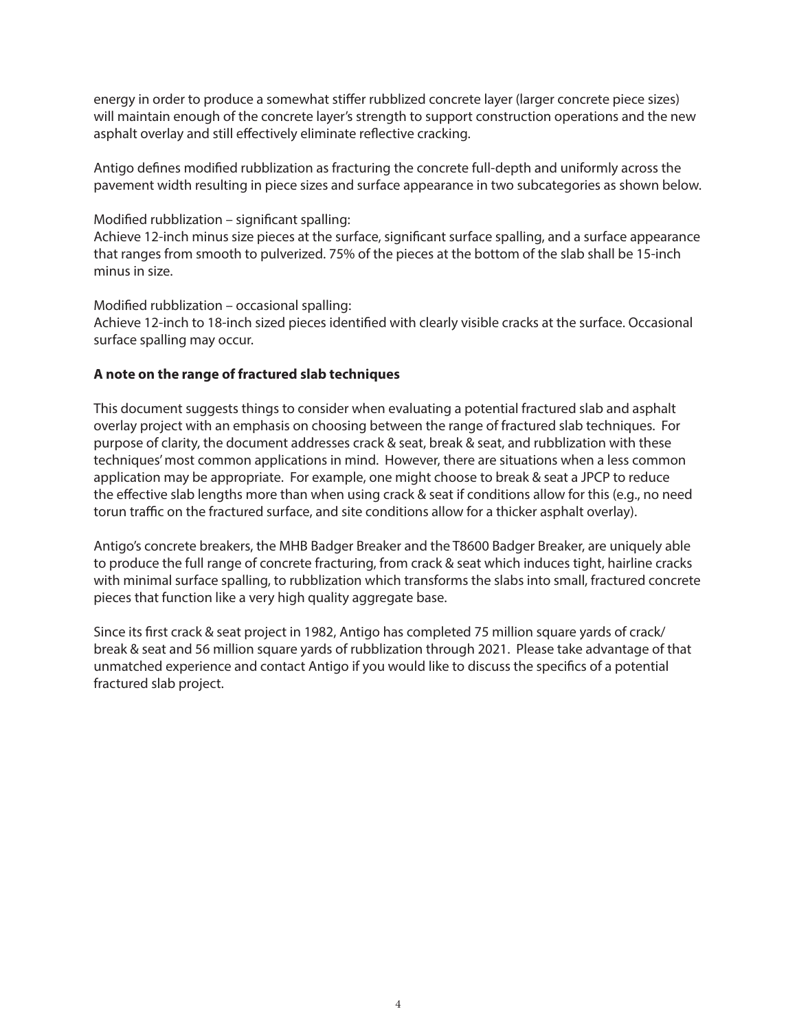energy in order to produce a somewhat stiffer rubblized concrete layer (larger concrete piece sizes) will maintain enough of the concrete layer's strength to support construction operations and the new asphalt overlay and still effectively eliminate reflective cracking.

Antigo defines modified rubblization as fracturing the concrete full-depth and uniformly across the pavement width resulting in piece sizes and surface appearance in two subcategories as shown below.

Modified rubblization – significant spalling:
Achieve 12-inch minus size pieces at the surface, significant surface spalling, and a surface appearance that ranges from smooth to pulverized. 75% of the pieces at the bottom of the slab shall be 15-inch minus in size.

Modified rubblization – occasional spalling:
Achieve 12-inch to 18-inch sized pieces identified with clearly visible cracks at the surface. Occasional surface spalling may occur.

**A note on the range of fractured slab techniques**

This document suggests things to consider when evaluating a potential fractured slab and asphalt overlay project with an emphasis on choosing between the range of fractured slab techniques. For purpose of clarity, the document addresses crack & seat, break & seat, and rubblization with these techniques' most common applications in mind. However, there are situations when a less common application may be appropriate. For example, one might choose to break & seat a JPCP to reduce the effective slab lengths more than when using crack & seat if conditions allow for this (e.g., no need torun traffic on the fractured surface, and site conditions allow for a thicker asphalt overlay).

Antigo's concrete breakers, the MHB Badger Breaker and the T8600 Badger Breaker, are uniquely able to produce the full range of concrete fracturing, from crack & seat which induces tight, hairline cracks with minimal surface spalling, to rubblization which transforms the slabs into small, fractured concrete pieces that function like a very high quality aggregate base.

Since its first crack & seat project in 1982, Antigo has completed 75 million square yards of crack/break & seat and 56 million square yards of rubblization through 2021. Please take advantage of that unmatched experience and contact Antigo if you would like to discuss the specifics of a potential fractured slab project.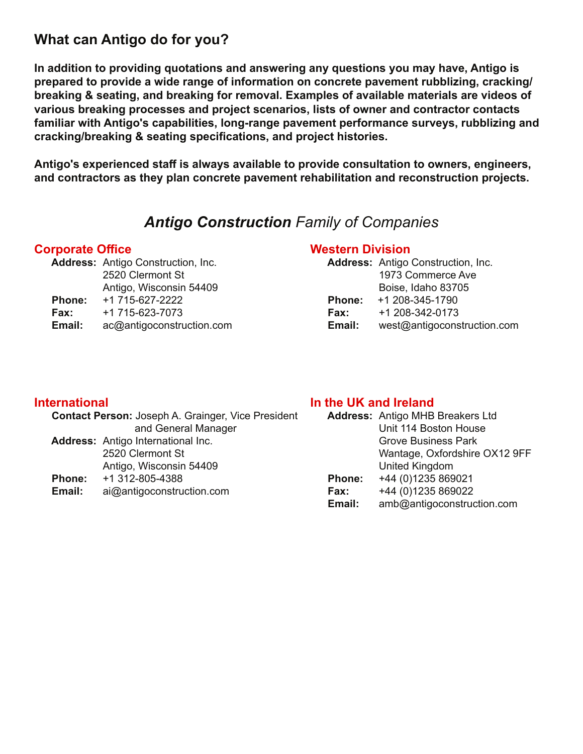## What can Antigo do for you?

**In addition to providing quotations and answering any questions you may have, Antigo is prepared to provide a wide range of information on concrete pavement rubblizing, cracking/breaking & seating, and breaking for removal. Examples of available materials are videos of various breaking processes and project scenarios, lists of owner and contractor contacts familiar with Antigo's capabilities, long-range pavement performance surveys, rubblizing and cracking/breaking & seating specifications, and project histories.**

**Antigo's experienced staff is always available to provide consultation to owners, engineers, and contractors as they plan concrete pavement rehabilitation and reconstruction projects.**

## *Antigo Construction* Family of Companies

### Corporate Office

**Address:** Antigo Construction, Inc.
2520 Clermont St
Antigo, Wisconsin 54409
**Phone:** +1 715-627-2222
**Fax:** +1 715-623-7073
**Email:** ac@antigoconstruction.com

### Western Division

**Address:** Antigo Construction, Inc.
1973 Commerce Ave
Boise, Idaho 83705
**Phone:** +1 208-345-1790
**Fax:** +1 208-342-0173
**Email:** west@antigoconstruction.com

### International

**Contact Person:** Joseph A. Grainger, Vice President and General Manager
**Address:** Antigo International Inc.
2520 Clermont St
Antigo, Wisconsin 54409
**Phone:** +1 312-805-4388
**Email:** ai@antigoconstruction.com

### In the UK and Ireland

**Address:** Antigo MHB Breakers Ltd
Unit 114 Boston House
Grove Business Park
Wantage, Oxfordshire OX12 9FF
United Kingdom
**Phone:** +44 (0)1235 869021
**Fax:** +44 (0)1235 869022
**Email:** amb@antigoconstruction.com